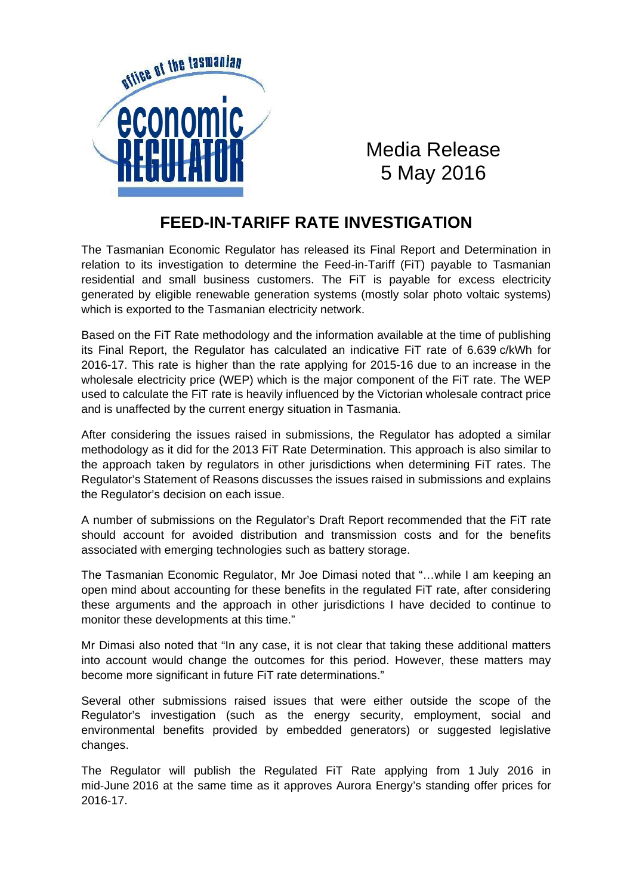office of the tasmanian economic REGULATOR

Media Release
5 May 2016

# FEED-IN-TARIFF RATE INVESTIGATION

The Tasmanian Economic Regulator has released its Final Report and Determination in relation to its investigation to determine the Feed-in-Tariff (FiT) payable to Tasmanian residential and small business customers. The FiT is payable for excess electricity generated by eligible renewable generation systems (mostly solar photo voltaic systems) which is exported to the Tasmanian electricity network.

Based on the FiT Rate methodology and the information available at the time of publishing its Final Report, the Regulator has calculated an indicative FiT rate of 6.639 c/kWh for 2016-17. This rate is higher than the rate applying for 2015-16 due to an increase in the wholesale electricity price (WEP) which is the major component of the FiT rate. The WEP used to calculate the FiT rate is heavily influenced by the Victorian wholesale contract price and is unaffected by the current energy situation in Tasmania.

After considering the issues raised in submissions, the Regulator has adopted a similar methodology as it did for the 2013 FiT Rate Determination. This approach is also similar to the approach taken by regulators in other jurisdictions when determining FiT rates. The Regulator's Statement of Reasons discusses the issues raised in submissions and explains the Regulator's decision on each issue.

A number of submissions on the Regulator's Draft Report recommended that the FiT rate should account for avoided distribution and transmission costs and for the benefits associated with emerging technologies such as battery storage.

The Tasmanian Economic Regulator, Mr Joe Dimasi noted that "…while I am keeping an open mind about accounting for these benefits in the regulated FiT rate, after considering these arguments and the approach in other jurisdictions I have decided to continue to monitor these developments at this time."

Mr Dimasi also noted that "In any case, it is not clear that taking these additional matters into account would change the outcomes for this period. However, these matters may become more significant in future FiT rate determinations."

Several other submissions raised issues that were either outside the scope of the Regulator's investigation (such as the energy security, employment, social and environmental benefits provided by embedded generators) or suggested legislative changes.

The Regulator will publish the Regulated FiT Rate applying from 1 July 2016 in mid-June 2016 at the same time as it approves Aurora Energy's standing offer prices for 2016-17.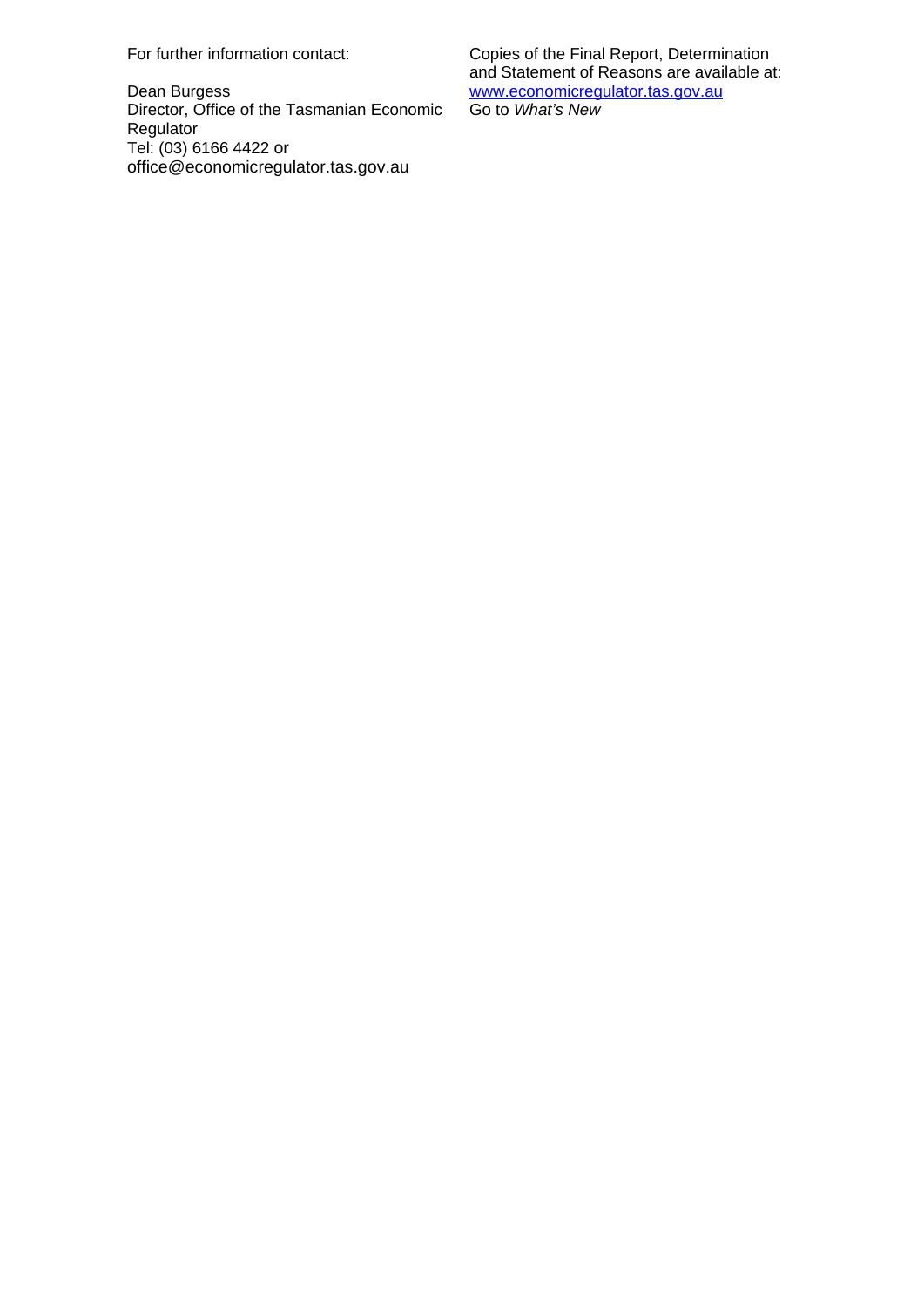For further information contact:

Dean Burgess
Director, Office of the Tasmanian Economic Regulator
Tel: (03) 6166 4422 or
office@economicregulator.tas.gov.au

Copies of the Final Report, Determination and Statement of Reasons are available at:
[www.economicregulator.tas.gov.au](http://www.economicregulator.tas.gov.au)
Go to *What's New*